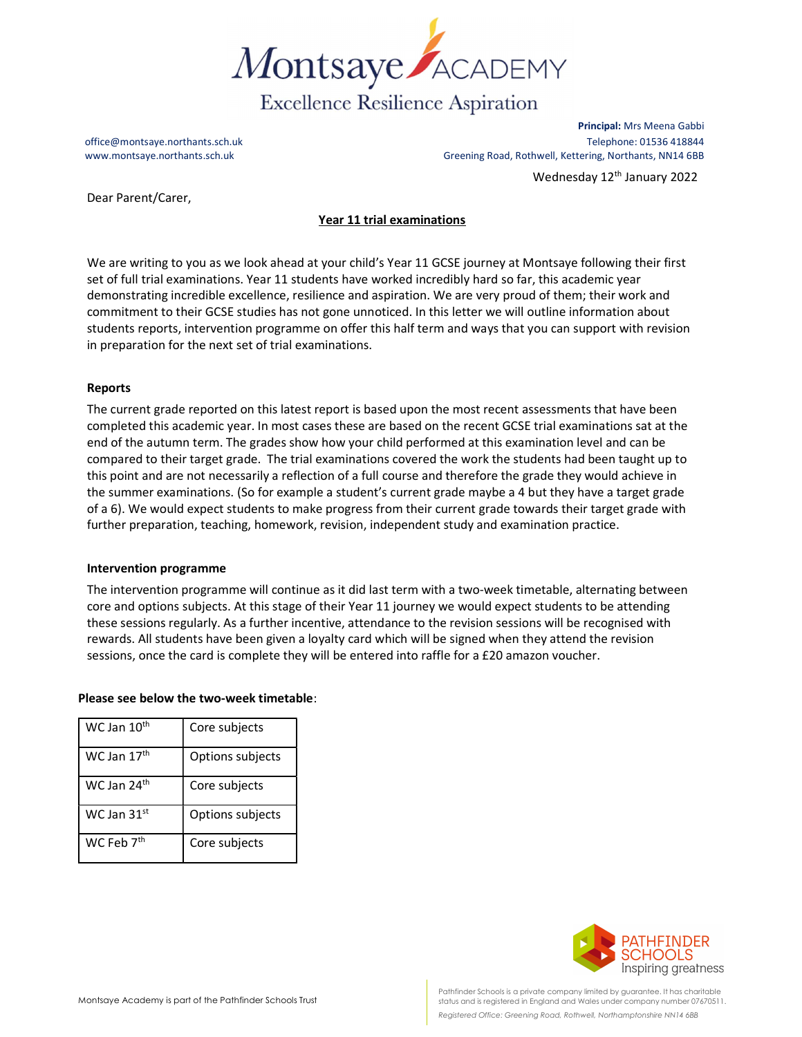Montsaye ACADEMY

Excellence Resilience Aspiration

**Principal:** Mrs Meena Gabbi

office@montsaye.northants.sch.uk
www.montsaye.northants.sch.uk

Telephone: 01536 418844
Greening Road, Rothwell, Kettering, Northants, NN14 6BB

Wednesday 12th January 2022

Dear Parent/Carer,

**Year 11 trial examinations**

We are writing to you as we look ahead at your child's Year 11 GCSE journey at Montsaye following their first set of full trial examinations. Year 11 students have worked incredibly hard so far, this academic year demonstrating incredible excellence, resilience and aspiration. We are very proud of them; their work and commitment to their GCSE studies has not gone unnoticed. In this letter we will outline information about students reports, intervention programme on offer this half term and ways that you can support with revision in preparation for the next set of trial examinations.

**Reports**

The current grade reported on this latest report is based upon the most recent assessments that have been completed this academic year. In most cases these are based on the recent GCSE trial examinations sat at the end of the autumn term. The grades show how your child performed at this examination level and can be compared to their target grade. The trial examinations covered the work the students had been taught up to this point and are not necessarily a reflection of a full course and therefore the grade they would achieve in the summer examinations. (So for example a student's current grade maybe a 4 but they have a target grade of a 6). We would expect students to make progress from their current grade towards their target grade with further preparation, teaching, homework, revision, independent study and examination practice.

**Intervention programme**

The intervention programme will continue as it did last term with a two-week timetable, alternating between core and options subjects. At this stage of their Year 11 journey we would expect students to be attending these sessions regularly. As a further incentive, attendance to the revision sessions will be recognised with rewards. All students have been given a loyalty card which will be signed when they attend the revision sessions, once the card is complete they will be entered into raffle for a £20 amazon voucher.

**Please see below the two-week timetable**:

| | |
|---|---|
| WC Jan 10th | Core subjects |
| WC Jan 17th | Options subjects |
| WC Jan 24th | Core subjects |
| WC Jan 31st | Options subjects |
| WC Feb 7th | Core subjects |

Montsaye Academy is part of the Pathfinder Schools Trust

PATHFINDER SCHOOLS Inspiring greatness

Pathfinder Schools is a private company limited by guarantee. It has charitable status and is registered in England and Wales under company number 07670511.
*Registered Office: Greening Road, Rothwell, Northamptonshire NN14 6BB*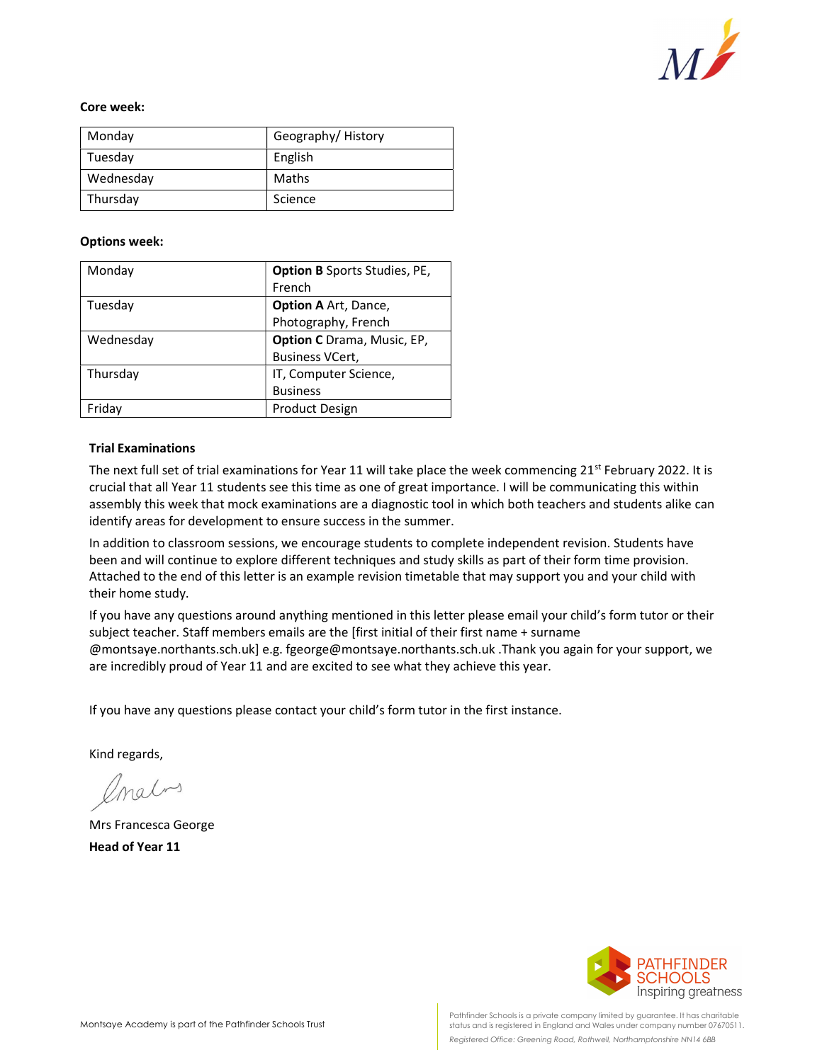**Core week:**

| | |
|---|---|
| Monday | Geography/ History |
| Tuesday | English |
| Wednesday | Maths |
| Thursday | Science |

**Options week:**

| | |
|---|---|
| Monday | **Option B** Sports Studies, PE, French |
| Tuesday | **Option A** Art, Dance, Photography, French |
| Wednesday | **Option C** Drama, Music, EP, Business VCert, |
| Thursday | IT, Computer Science, Business |
| Friday | Product Design |

**Trial Examinations**

The next full set of trial examinations for Year 11 will take place the week commencing 21st February 2022. It is crucial that all Year 11 students see this time as one of great importance. I will be communicating this within assembly this week that mock examinations are a diagnostic tool in which both teachers and students alike can identify areas for development to ensure success in the summer.

In addition to classroom sessions, we encourage students to complete independent revision. Students have been and will continue to explore different techniques and study skills as part of their form time provision. Attached to the end of this letter is an example revision timetable that may support you and your child with their home study.

If you have any questions around anything mentioned in this letter please email your child's form tutor or their subject teacher. Staff members emails are the [first initial of their first name + surname @montsaye.northants.sch.uk] e.g. fgeorge@montsaye.northants.sch.uk .Thank you again for your support, we are incredibly proud of Year 11 and are excited to see what they achieve this year.

If you have any questions please contact your child's form tutor in the first instance.

Kind regards,

Mrs Francesca George

**Head of Year 11**

Montsaye Academy is part of the Pathfinder Schools Trust

PATHFINDER SCHOOLS Inspiring greatness

Pathfinder Schools is a private company limited by guarantee. It has charitable status and is registered in England and Wales under company number 07670511.

*Registered Office: Greening Road, Rothwell, Northamptonshire NN14 6BB*